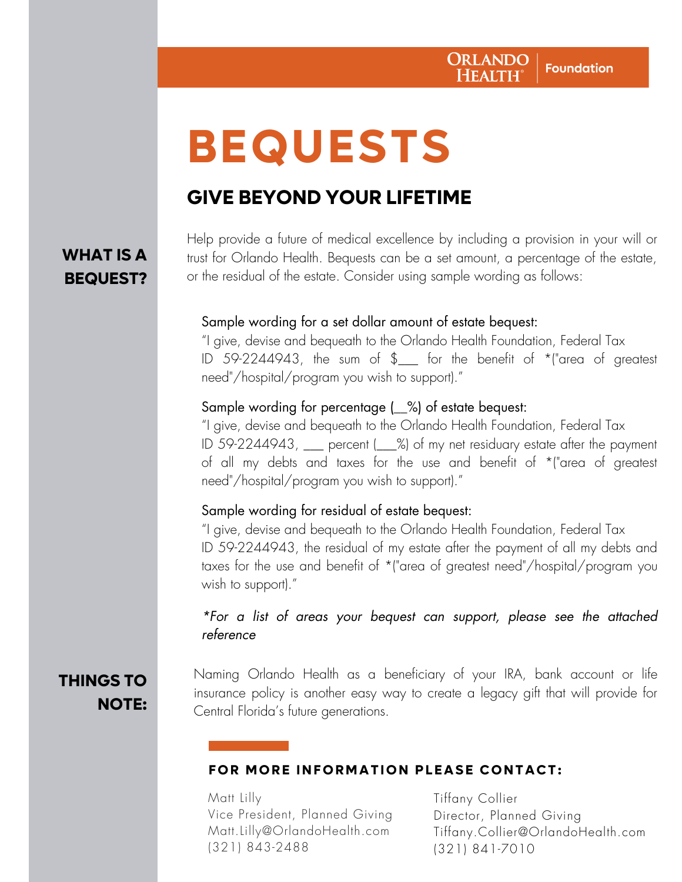ORLANDO HEALTH | Foundation

# BEQUESTS

## GIVE BEYOND YOUR LIFETIME

### WHAT IS A BEQUEST?

Help provide a future of medical excellence by including a provision in your will or trust for Orlando Health. Bequests can be a set amount, a percentage of the estate, or the residual of the estate. Consider using sample wording as follows:

Sample wording for a set dollar amount of estate bequest:
"I give, devise and bequeath to the Orlando Health Foundation, Federal Tax ID 59-2244943, the sum of $___ for the benefit of *("area of greatest need"/hospital/program you wish to support)."

Sample wording for percentage (__%) of estate bequest:
"I give, devise and bequeath to the Orlando Health Foundation, Federal Tax ID 59-2244943, ___ percent (___%) of my net residuary estate after the payment of all my debts and taxes for the use and benefit of *("area of greatest need"/hospital/program you wish to support)."

Sample wording for residual of estate bequest:
"I give, devise and bequeath to the Orlando Health Foundation, Federal Tax ID 59-2244943, the residual of my estate after the payment of all my debts and taxes for the use and benefit of *("area of greatest need"/hospital/program you wish to support)."

*\*For a list of areas your bequest can support, please see the attached reference*

### THINGS TO NOTE:

Naming Orlando Health as a beneficiary of your IRA, bank account or life insurance policy is another easy way to create a legacy gift that will provide for Central Florida's future generations.

**FOR MORE INFORMATION PLEASE CONTACT:**

Matt Lilly
Vice President, Planned Giving
Matt.Lilly@OrlandoHealth.com
(321) 843-2488

Tiffany Collier
Director, Planned Giving
Tiffany.Collier@OrlandoHealth.com
(321) 841-7010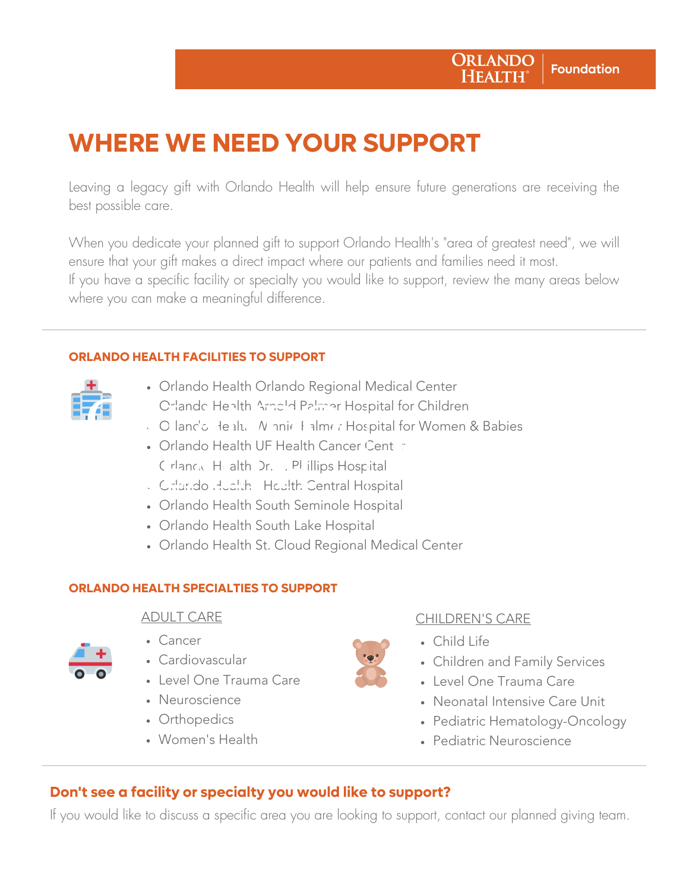# WHERE WE NEED YOUR SUPPORT

Leaving a legacy gift with Orlando Health will help ensure future generations are receiving the best possible care.

When you dedicate your planned gift to support Orlando Health's "area of greatest need", we will ensure that your gift makes a direct impact where our patients and families need it most.
If you have a specific facility or specialty you would like to support, review the many areas below where you can make a meaningful difference.

### ORLANDO HEALTH FACILITIES TO SUPPORT

- Orlando Health Orlando Regional Medical Center
- Orlando Health Arnold Palmer Hospital for Children
- Orlando Health Winnie Palmer Hospital for Women & Babies
- Orlando Health UF Health Cancer Center
- Orlando Health Dr. P. Phillips Hospital
- Orlando Health Health Central Hospital
- Orlando Health South Seminole Hospital
- Orlando Health South Lake Hospital
- Orlando Health St. Cloud Regional Medical Center

### ORLANDO HEALTH SPECIALTIES TO SUPPORT

ADULT CARE

- Cancer
- Cardiovascular
- Level One Trauma Care
- Neuroscience
- Orthopedics
- Women's Health

CHILDREN'S CARE

- Child Life
- Children and Family Services
- Level One Trauma Care
- Neonatal Intensive Care Unit
- Pediatric Hematology-Oncology
- Pediatric Neuroscience

### Don't see a facility or specialty you would like to support?

If you would like to discuss a specific area you are looking to support, contact our planned giving team.